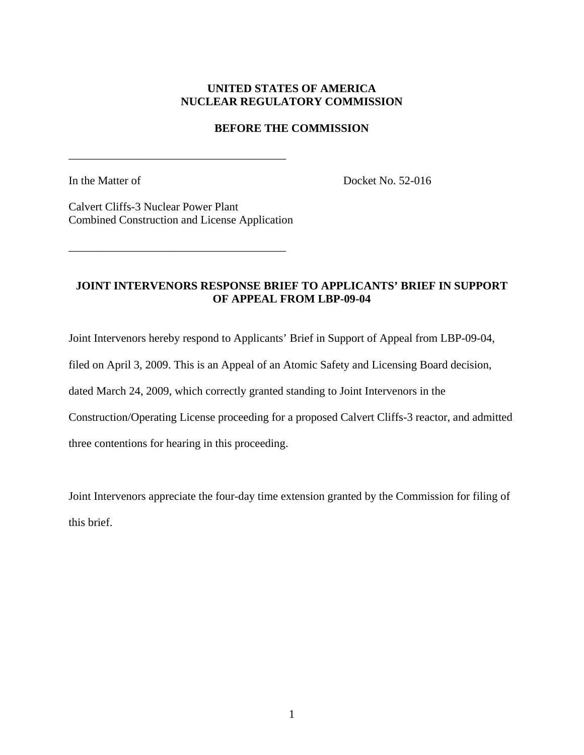**UNITED STATES OF AMERICA**
**NUCLEAR REGULATORY COMMISSION**

**BEFORE THE COMMISSION**

______________________________________

In the Matter of Docket No. 52-016

Calvert Cliffs-3 Nuclear Power Plant
Combined Construction and License Application

______________________________________

**JOINT INTERVENORS RESPONSE BRIEF TO APPLICANTS' BRIEF IN SUPPORT OF APPEAL FROM LBP-09-04**

Joint Intervenors hereby respond to Applicants' Brief in Support of Appeal from LBP-09-04, filed on April 3, 2009. This is an Appeal of an Atomic Safety and Licensing Board decision, dated March 24, 2009, which correctly granted standing to Joint Intervenors in the Construction/Operating License proceeding for a proposed Calvert Cliffs-3 reactor, and admitted three contentions for hearing in this proceeding.

Joint Intervenors appreciate the four-day time extension granted by the Commission for filing of this brief.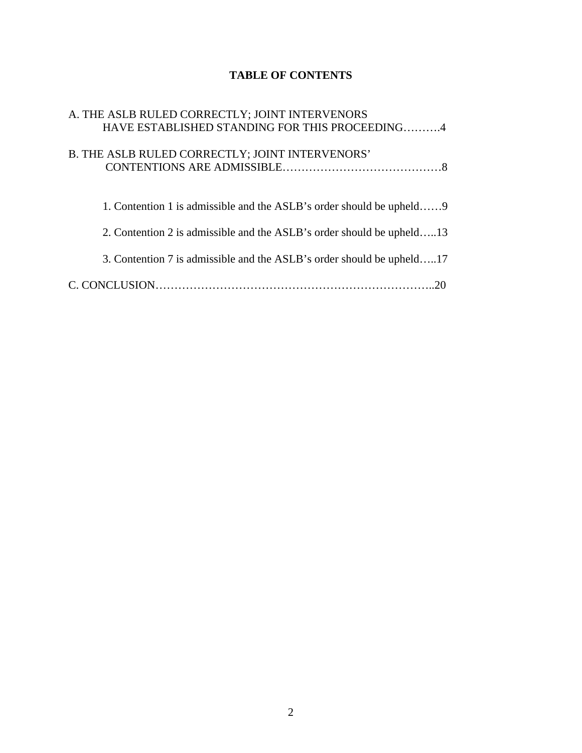## TABLE OF CONTENTS

A. THE ASLB RULED CORRECTLY; JOINT INTERVENORS HAVE ESTABLISHED STANDING FOR THIS PROCEEDING……….4

B. THE ASLB RULED CORRECTLY; JOINT INTERVENORS' CONTENTIONS ARE ADMISSIBLE……………………………………8

1. Contention 1 is admissible and the ASLB's order should be upheld……9

2. Contention 2 is admissible and the ASLB's order should be upheld…..13

3. Contention 7 is admissible and the ASLB's order should be upheld…..17

C. CONCLUSION………………………………………………………………..20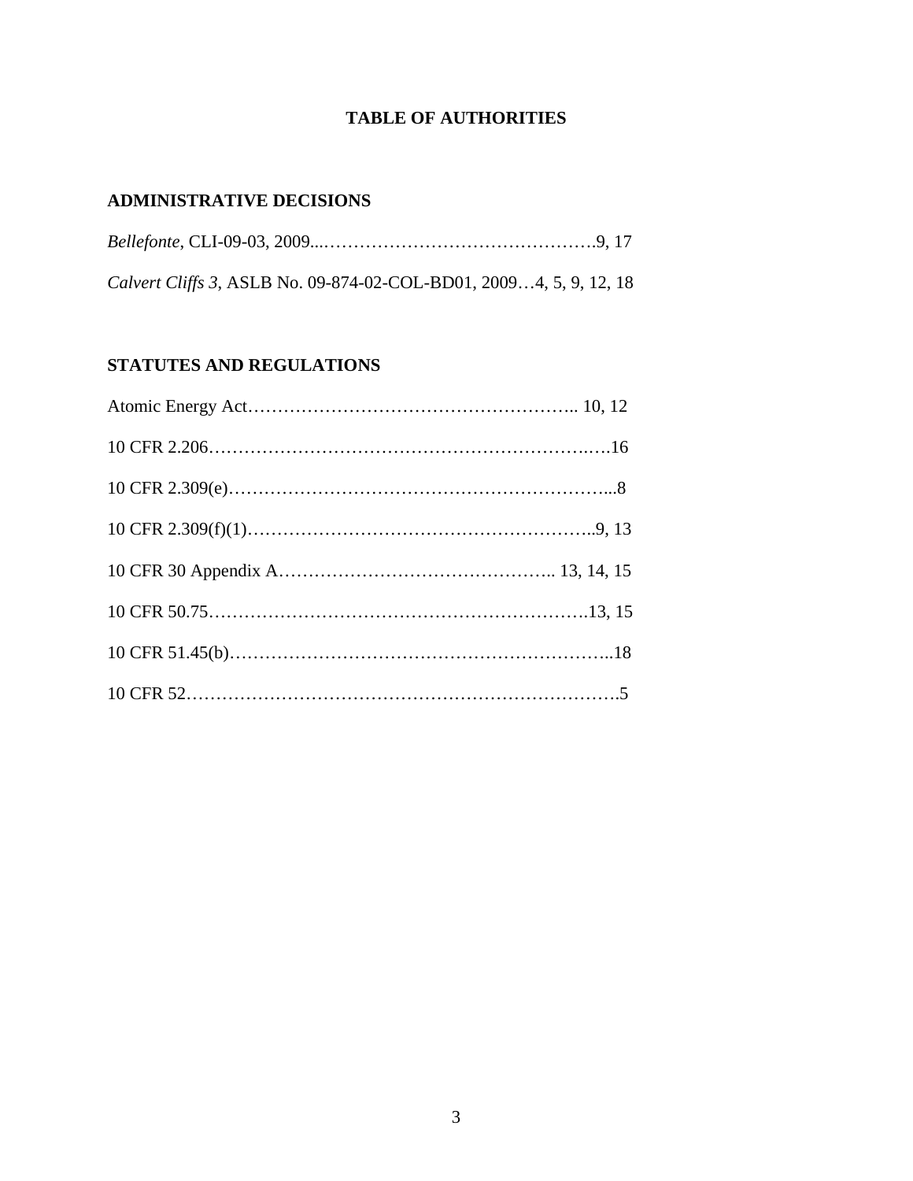# TABLE OF AUTHORITIES

## ADMINISTRATIVE DECISIONS

*Bellefonte*, CLI-09-03, 2009...……………………………………….9, 17

*Calvert Cliffs 3*, ASLB No. 09-874-02-COL-BD01, 2009…4, 5, 9, 12, 18

## STATUTES AND REGULATIONS

Atomic Energy Act……………………………………………….. 10, 12

10 CFR 2.206…………………………………………………….….16

10 CFR 2.309(e)………………………………………………………...8

10 CFR 2.309(f)(1)…………………………………………………..9, 13

10 CFR 30 Appendix A……………………………………….. 13, 14, 15

10 CFR 50.75…………………………………………………….13, 15

10 CFR 51.45(b)………………………………………………………..18

10 CFR 52……………………………………………………………….5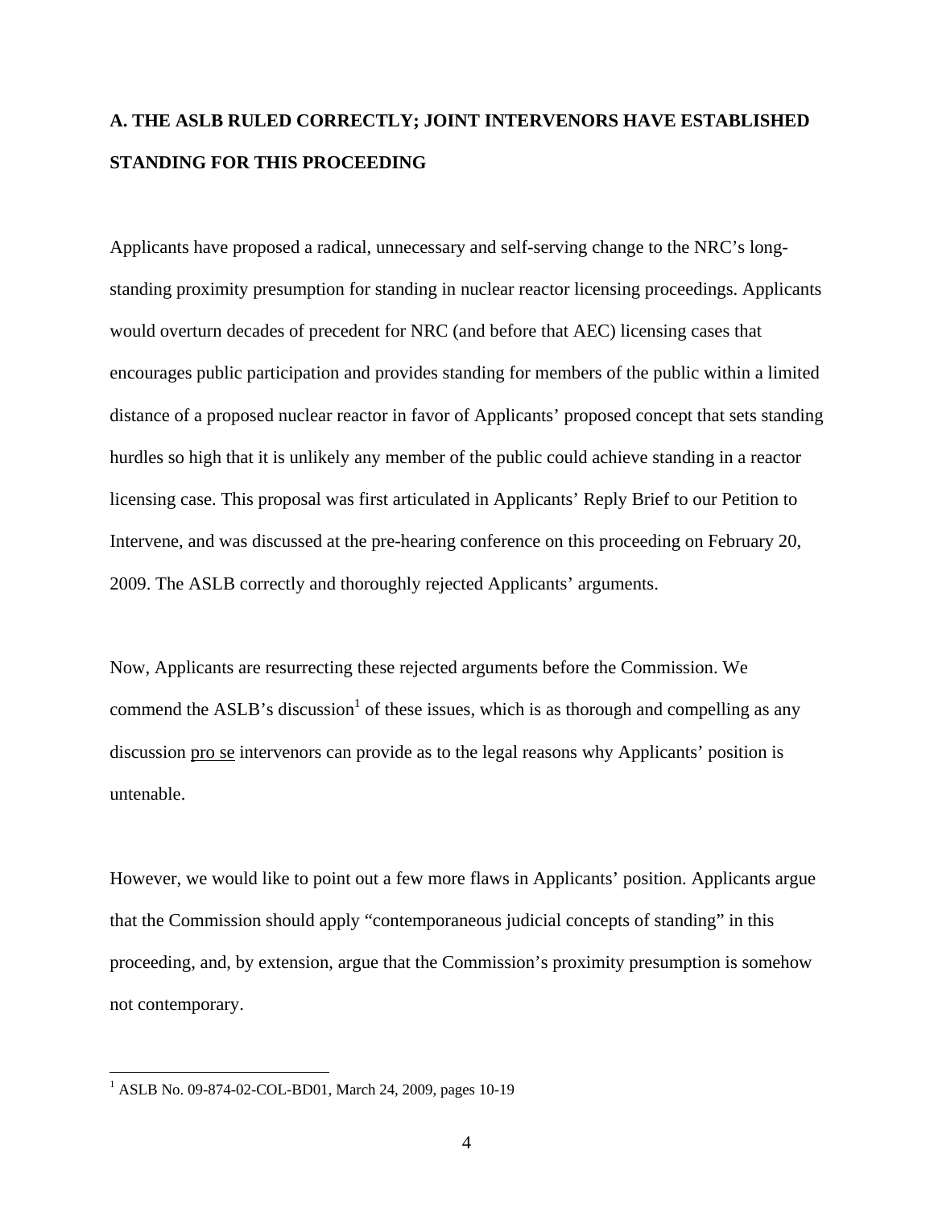## A. THE ASLB RULED CORRECTLY; JOINT INTERVENORS HAVE ESTABLISHED STANDING FOR THIS PROCEEDING

Applicants have proposed a radical, unnecessary and self-serving change to the NRC's long-standing proximity presumption for standing in nuclear reactor licensing proceedings. Applicants would overturn decades of precedent for NRC (and before that AEC) licensing cases that encourages public participation and provides standing for members of the public within a limited distance of a proposed nuclear reactor in favor of Applicants' proposed concept that sets standing hurdles so high that it is unlikely any member of the public could achieve standing in a reactor licensing case. This proposal was first articulated in Applicants' Reply Brief to our Petition to Intervene, and was discussed at the pre-hearing conference on this proceeding on February 20, 2009. The ASLB correctly and thoroughly rejected Applicants' arguments.

Now, Applicants are resurrecting these rejected arguments before the Commission. We commend the ASLB's discussion[1] of these issues, which is as thorough and compelling as any discussion pro se intervenors can provide as to the legal reasons why Applicants' position is untenable.

However, we would like to point out a few more flaws in Applicants' position. Applicants argue that the Commission should apply "contemporaneous judicial concepts of standing" in this proceeding, and, by extension, argue that the Commission's proximity presumption is somehow not contemporary.

[1] ASLB No. 09-874-02-COL-BD01, March 24, 2009, pages 10-19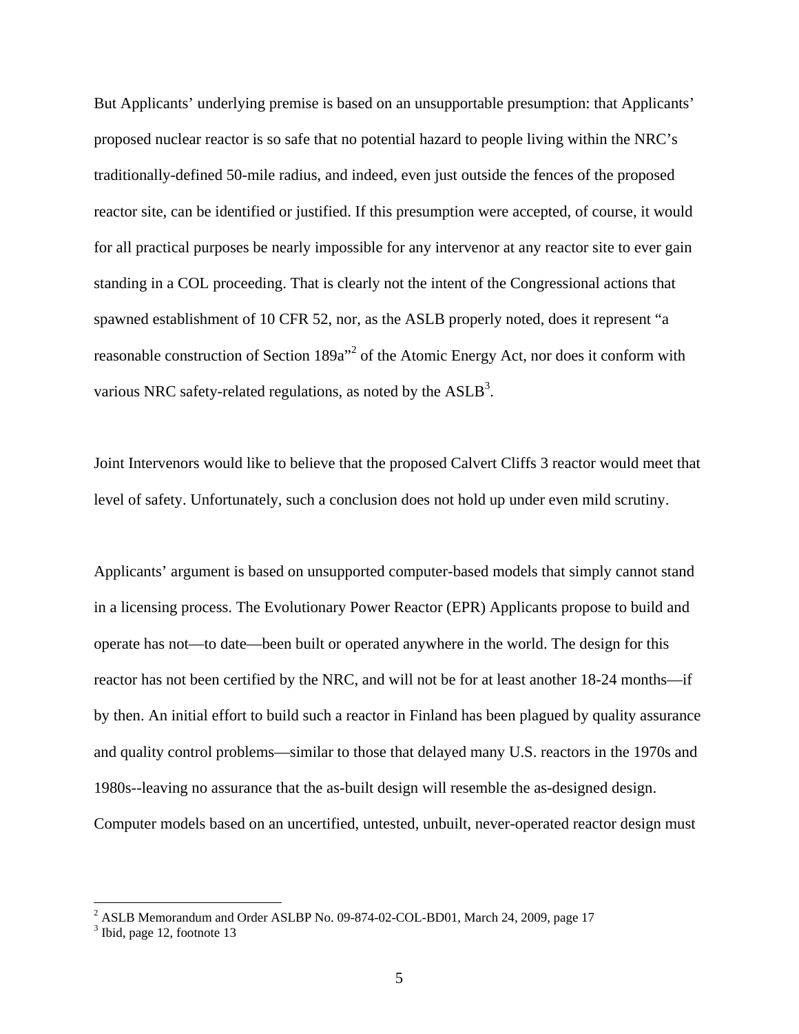But Applicants' underlying premise is based on an unsupportable presumption: that Applicants' proposed nuclear reactor is so safe that no potential hazard to people living within the NRC's traditionally-defined 50-mile radius, and indeed, even just outside the fences of the proposed reactor site, can be identified or justified. If this presumption were accepted, of course, it would for all practical purposes be nearly impossible for any intervenor at any reactor site to ever gain standing in a COL proceeding. That is clearly not the intent of the Congressional actions that spawned establishment of 10 CFR 52, nor, as the ASLB properly noted, does it represent "a reasonable construction of Section 189a"[2] of the Atomic Energy Act, nor does it conform with various NRC safety-related regulations, as noted by the ASLB[3].

Joint Intervenors would like to believe that the proposed Calvert Cliffs 3 reactor would meet that level of safety. Unfortunately, such a conclusion does not hold up under even mild scrutiny.

Applicants' argument is based on unsupported computer-based models that simply cannot stand in a licensing process. The Evolutionary Power Reactor (EPR) Applicants propose to build and operate has not—to date—been built or operated anywhere in the world. The design for this reactor has not been certified by the NRC, and will not be for at least another 18-24 months—if by then. An initial effort to build such a reactor in Finland has been plagued by quality assurance and quality control problems—similar to those that delayed many U.S. reactors in the 1970s and 1980s--leaving no assurance that the as-built design will resemble the as-designed design. Computer models based on an uncertified, untested, unbuilt, never-operated reactor design must

[2] ASLB Memorandum and Order ASLBP No. 09-874-02-COL-BD01, March 24, 2009, page 17

[3] Ibid, page 12, footnote 13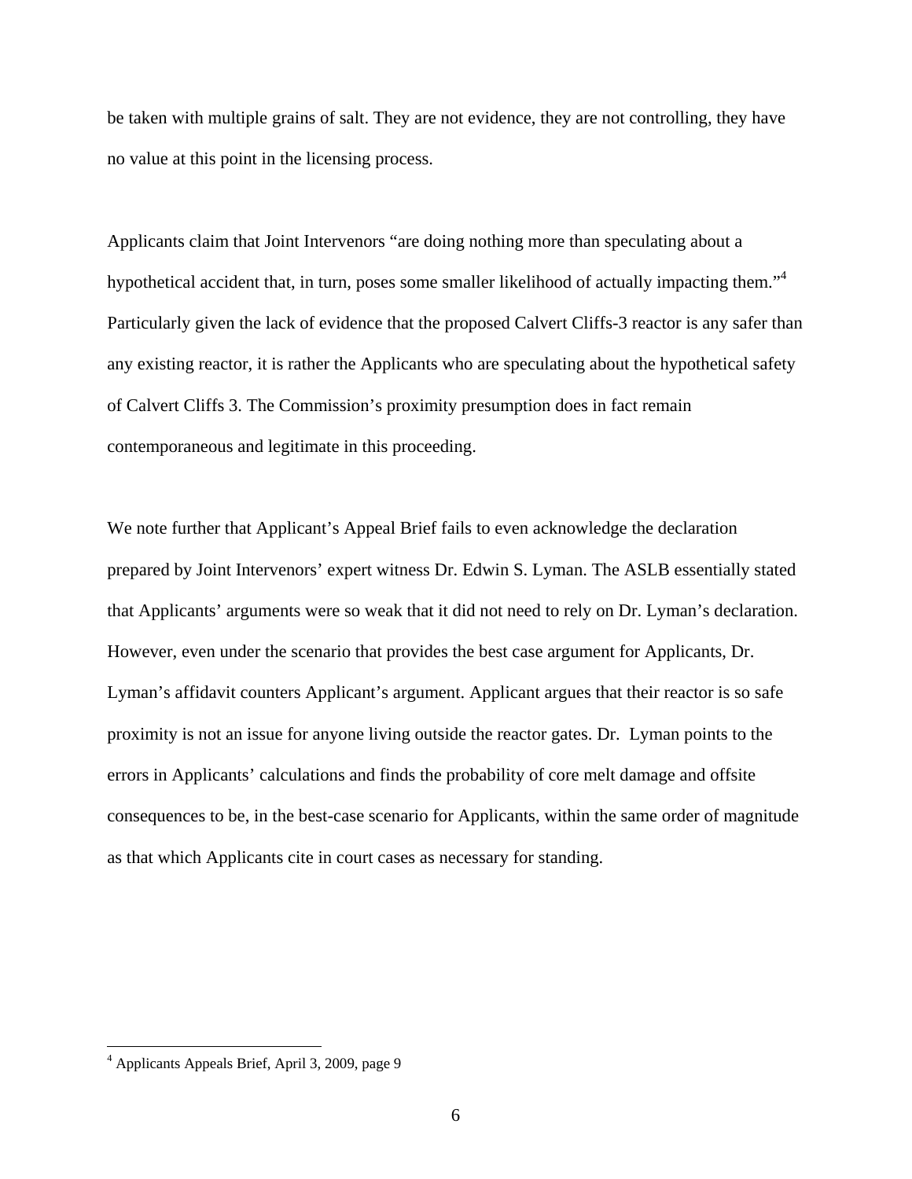be taken with multiple grains of salt. They are not evidence, they are not controlling, they have no value at this point in the licensing process.

Applicants claim that Joint Intervenors "are doing nothing more than speculating about a hypothetical accident that, in turn, poses some smaller likelihood of actually impacting them."[4] Particularly given the lack of evidence that the proposed Calvert Cliffs-3 reactor is any safer than any existing reactor, it is rather the Applicants who are speculating about the hypothetical safety of Calvert Cliffs 3. The Commission's proximity presumption does in fact remain contemporaneous and legitimate in this proceeding.

We note further that Applicant's Appeal Brief fails to even acknowledge the declaration prepared by Joint Intervenors' expert witness Dr. Edwin S. Lyman. The ASLB essentially stated that Applicants' arguments were so weak that it did not need to rely on Dr. Lyman's declaration. However, even under the scenario that provides the best case argument for Applicants, Dr. Lyman's affidavit counters Applicant's argument. Applicant argues that their reactor is so safe proximity is not an issue for anyone living outside the reactor gates. Dr. Lyman points to the errors in Applicants' calculations and finds the probability of core melt damage and offsite consequences to be, in the best-case scenario for Applicants, within the same order of magnitude as that which Applicants cite in court cases as necessary for standing.

[4] Applicants Appeals Brief, April 3, 2009, page 9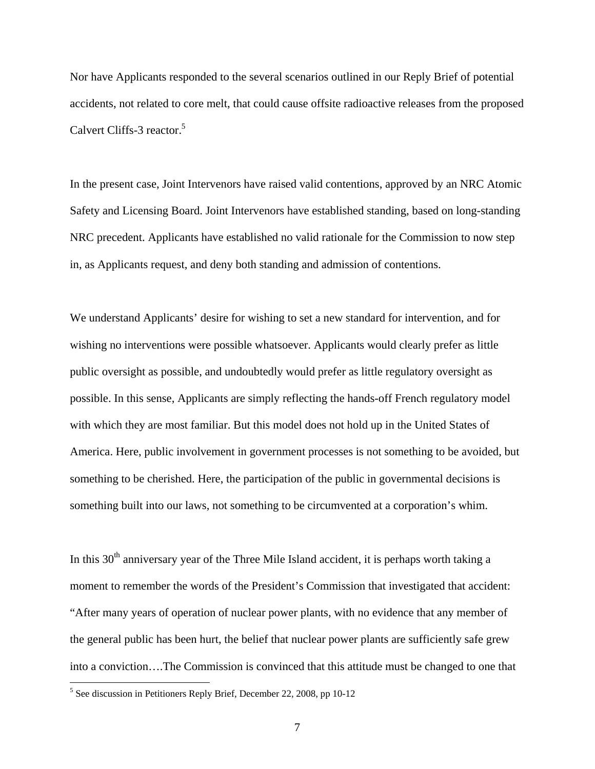Nor have Applicants responded to the several scenarios outlined in our Reply Brief of potential accidents, not related to core melt, that could cause offsite radioactive releases from the proposed Calvert Cliffs-3 reactor.[5]

In the present case, Joint Intervenors have raised valid contentions, approved by an NRC Atomic Safety and Licensing Board. Joint Intervenors have established standing, based on long-standing NRC precedent. Applicants have established no valid rationale for the Commission to now step in, as Applicants request, and deny both standing and admission of contentions.

We understand Applicants' desire for wishing to set a new standard for intervention, and for wishing no interventions were possible whatsoever. Applicants would clearly prefer as little public oversight as possible, and undoubtedly would prefer as little regulatory oversight as possible. In this sense, Applicants are simply reflecting the hands-off French regulatory model with which they are most familiar. But this model does not hold up in the United States of America. Here, public involvement in government processes is not something to be avoided, but something to be cherished. Here, the participation of the public in governmental decisions is something built into our laws, not something to be circumvented at a corporation's whim.

In this 30th anniversary year of the Three Mile Island accident, it is perhaps worth taking a moment to remember the words of the President's Commission that investigated that accident: "After many years of operation of nuclear power plants, with no evidence that any member of the general public has been hurt, the belief that nuclear power plants are sufficiently safe grew into a conviction….The Commission is convinced that this attitude must be changed to one that

[5] See discussion in Petitioners Reply Brief, December 22, 2008, pp 10-12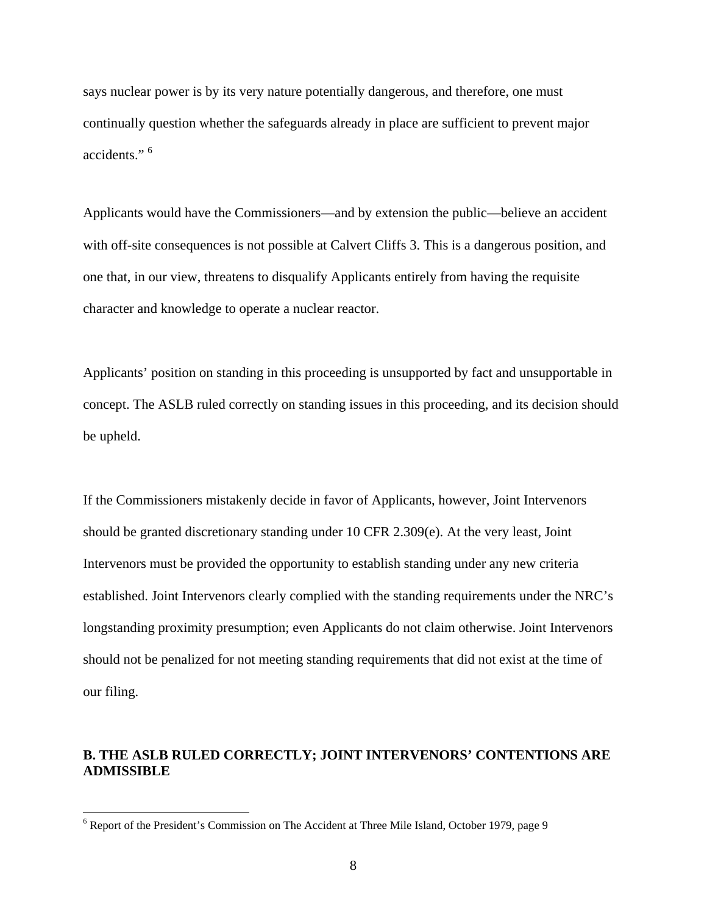says nuclear power is by its very nature potentially dangerous, and therefore, one must continually question whether the safeguards already in place are sufficient to prevent major accidents."[6]

Applicants would have the Commissioners—and by extension the public—believe an accident with off-site consequences is not possible at Calvert Cliffs 3. This is a dangerous position, and one that, in our view, threatens to disqualify Applicants entirely from having the requisite character and knowledge to operate a nuclear reactor.

Applicants' position on standing in this proceeding is unsupported by fact and unsupportable in concept. The ASLB ruled correctly on standing issues in this proceeding, and its decision should be upheld.

If the Commissioners mistakenly decide in favor of Applicants, however, Joint Intervenors should be granted discretionary standing under 10 CFR 2.309(e). At the very least, Joint Intervenors must be provided the opportunity to establish standing under any new criteria established. Joint Intervenors clearly complied with the standing requirements under the NRC's longstanding proximity presumption; even Applicants do not claim otherwise. Joint Intervenors should not be penalized for not meeting standing requirements that did not exist at the time of our filing.

## B. THE ASLB RULED CORRECTLY; JOINT INTERVENORS' CONTENTIONS ARE ADMISSIBLE

---

[6] Report of the President's Commission on The Accident at Three Mile Island, October 1979, page 9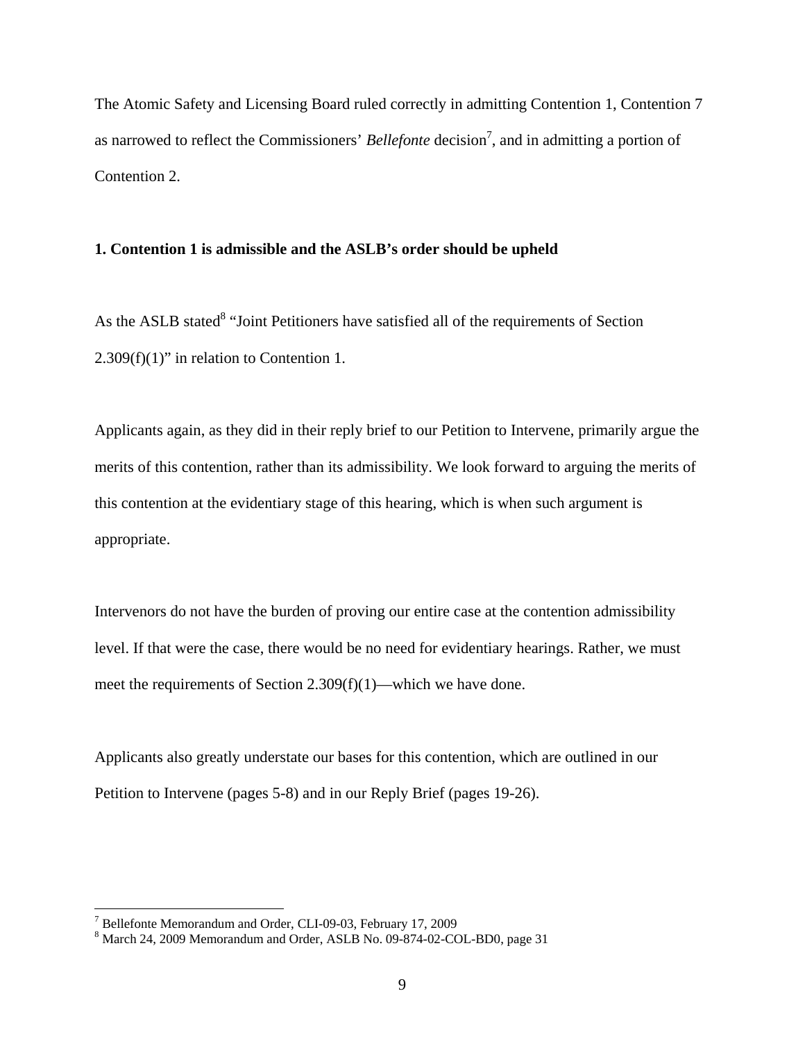The Atomic Safety and Licensing Board ruled correctly in admitting Contention 1, Contention 7 as narrowed to reflect the Commissioners' *Bellefonte* decision[7], and in admitting a portion of Contention 2.

**1. Contention 1 is admissible and the ASLB's order should be upheld**

As the ASLB stated[8] "Joint Petitioners have satisfied all of the requirements of Section 2.309(f)(1)" in relation to Contention 1.

Applicants again, as they did in their reply brief to our Petition to Intervene, primarily argue the merits of this contention, rather than its admissibility. We look forward to arguing the merits of this contention at the evidentiary stage of this hearing, which is when such argument is appropriate.

Intervenors do not have the burden of proving our entire case at the contention admissibility level. If that were the case, there would be no need for evidentiary hearings. Rather, we must meet the requirements of Section 2.309(f)(1)—which we have done.

Applicants also greatly understate our bases for this contention, which are outlined in our Petition to Intervene (pages 5-8) and in our Reply Brief (pages 19-26).

---

[7] Bellefonte Memorandum and Order, CLI-09-03, February 17, 2009

[8] March 24, 2009 Memorandum and Order, ASLB No. 09-874-02-COL-BD0, page 31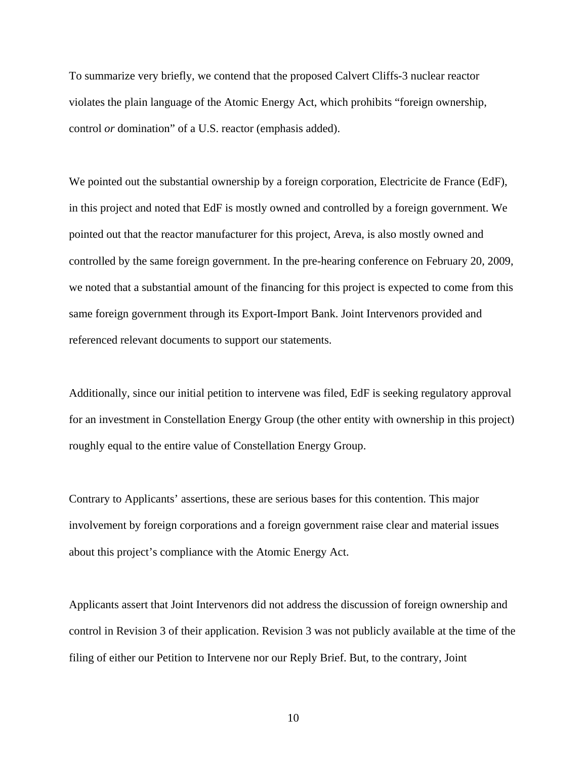To summarize very briefly, we contend that the proposed Calvert Cliffs-3 nuclear reactor violates the plain language of the Atomic Energy Act, which prohibits "foreign ownership, control *or* domination" of a U.S. reactor (emphasis added).

We pointed out the substantial ownership by a foreign corporation, Electricite de France (EdF), in this project and noted that EdF is mostly owned and controlled by a foreign government. We pointed out that the reactor manufacturer for this project, Areva, is also mostly owned and controlled by the same foreign government. In the pre-hearing conference on February 20, 2009, we noted that a substantial amount of the financing for this project is expected to come from this same foreign government through its Export-Import Bank. Joint Intervenors provided and referenced relevant documents to support our statements.

Additionally, since our initial petition to intervene was filed, EdF is seeking regulatory approval for an investment in Constellation Energy Group (the other entity with ownership in this project) roughly equal to the entire value of Constellation Energy Group.

Contrary to Applicants' assertions, these are serious bases for this contention. This major involvement by foreign corporations and a foreign government raise clear and material issues about this project's compliance with the Atomic Energy Act.

Applicants assert that Joint Intervenors did not address the discussion of foreign ownership and control in Revision 3 of their application. Revision 3 was not publicly available at the time of the filing of either our Petition to Intervene nor our Reply Brief. But, to the contrary, Joint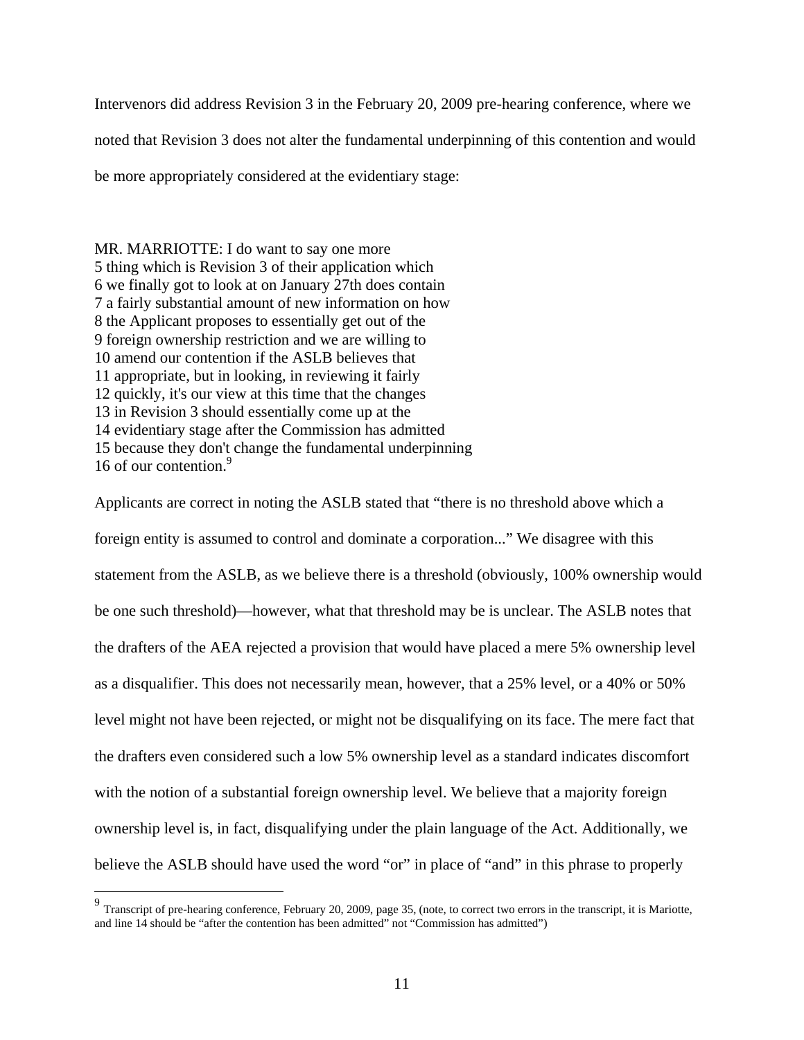Intervenors did address Revision 3 in the February 20, 2009 pre-hearing conference, where we noted that Revision 3 does not alter the fundamental underpinning of this contention and would be more appropriately considered at the evidentiary stage:

MR. MARRIOTTE: I do want to say one more
5 thing which is Revision 3 of their application which
6 we finally got to look at on January 27th does contain
7 a fairly substantial amount of new information on how
8 the Applicant proposes to essentially get out of the
9 foreign ownership restriction and we are willing to
10 amend our contention if the ASLB believes that
11 appropriate, but in looking, in reviewing it fairly
12 quickly, it's our view at this time that the changes
13 in Revision 3 should essentially come up at the
14 evidentiary stage after the Commission has admitted
15 because they don't change the fundamental underpinning
16 of our contention.[9]

Applicants are correct in noting the ASLB stated that "there is no threshold above which a foreign entity is assumed to control and dominate a corporation..." We disagree with this statement from the ASLB, as we believe there is a threshold (obviously, 100% ownership would be one such threshold)—however, what that threshold may be is unclear. The ASLB notes that the drafters of the AEA rejected a provision that would have placed a mere 5% ownership level as a disqualifier. This does not necessarily mean, however, that a 25% level, or a 40% or 50% level might not have been rejected, or might not be disqualifying on its face. The mere fact that the drafters even considered such a low 5% ownership level as a standard indicates discomfort with the notion of a substantial foreign ownership level. We believe that a majority foreign ownership level is, in fact, disqualifying under the plain language of the Act. Additionally, we believe the ASLB should have used the word "or" in place of "and" in this phrase to properly

---

[9] Transcript of pre-hearing conference, February 20, 2009, page 35, (note, to correct two errors in the transcript, it is Mariotte, and line 14 should be "after the contention has been admitted" not "Commission has admitted")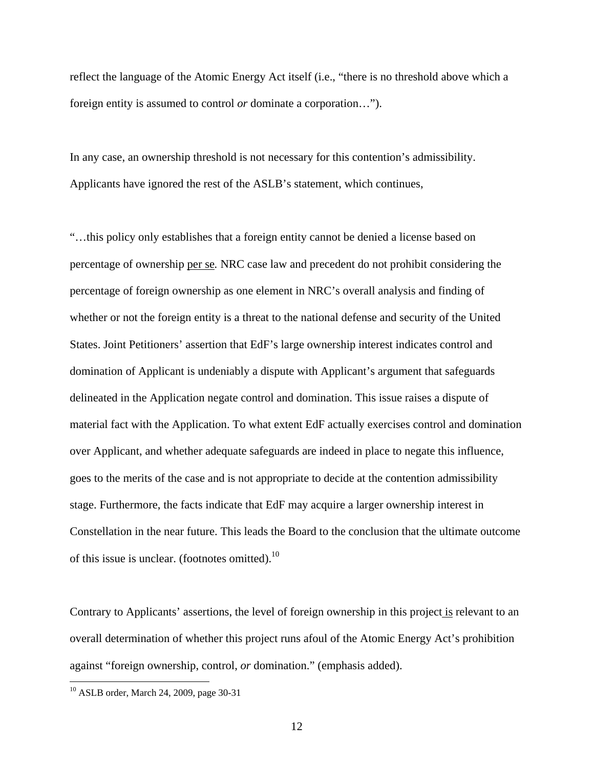reflect the language of the Atomic Energy Act itself (i.e., "there is no threshold above which a foreign entity is assumed to control *or* dominate a corporation…").

In any case, an ownership threshold is not necessary for this contention's admissibility. Applicants have ignored the rest of the ASLB's statement, which continues,

"…this policy only establishes that a foreign entity cannot be denied a license based on percentage of ownership per se. NRC case law and precedent do not prohibit considering the percentage of foreign ownership as one element in NRC's overall analysis and finding of whether or not the foreign entity is a threat to the national defense and security of the United States. Joint Petitioners' assertion that EdF's large ownership interest indicates control and domination of Applicant is undeniably a dispute with Applicant's argument that safeguards delineated in the Application negate control and domination. This issue raises a dispute of material fact with the Application. To what extent EdF actually exercises control and domination over Applicant, and whether adequate safeguards are indeed in place to negate this influence, goes to the merits of the case and is not appropriate to decide at the contention admissibility stage. Furthermore, the facts indicate that EdF may acquire a larger ownership interest in Constellation in the near future. This leads the Board to the conclusion that the ultimate outcome of this issue is unclear. (footnotes omitted).[10]

Contrary to Applicants' assertions, the level of foreign ownership in this project is relevant to an overall determination of whether this project runs afoul of the Atomic Energy Act's prohibition against "foreign ownership, control, *or* domination." (emphasis added).

---

[10] ASLB order, March 24, 2009, page 30-31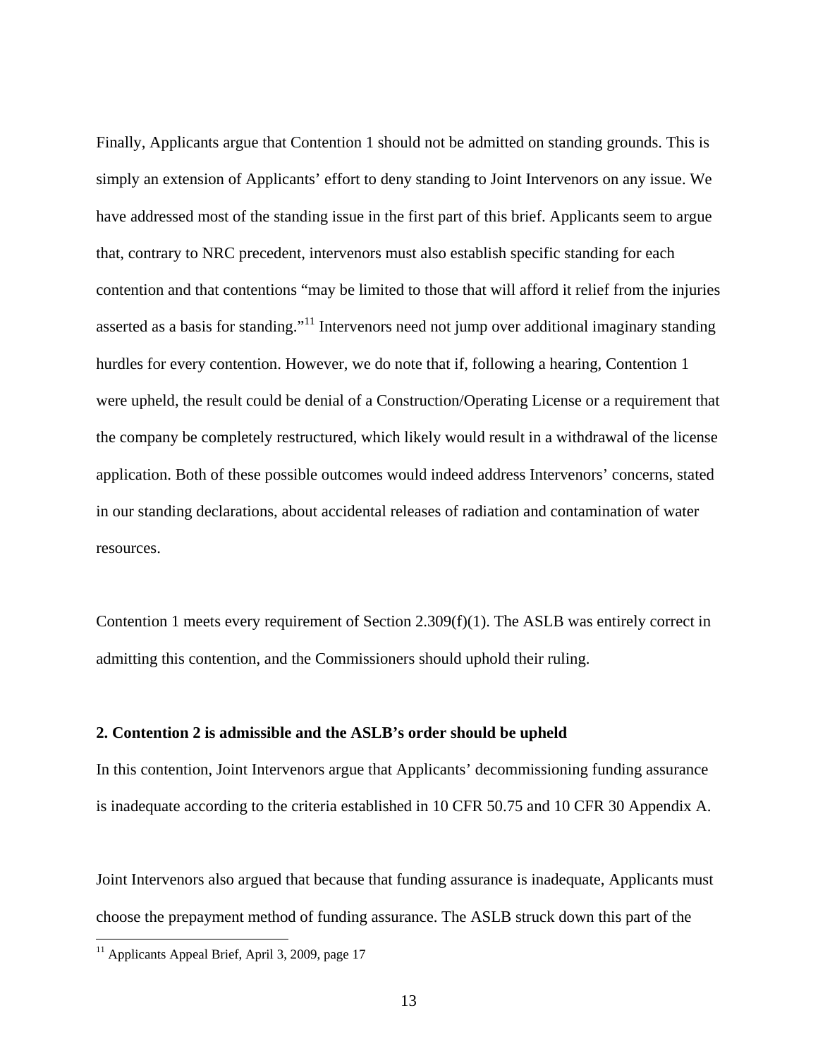Finally, Applicants argue that Contention 1 should not be admitted on standing grounds. This is simply an extension of Applicants' effort to deny standing to Joint Intervenors on any issue. We have addressed most of the standing issue in the first part of this brief. Applicants seem to argue that, contrary to NRC precedent, intervenors must also establish specific standing for each contention and that contentions "may be limited to those that will afford it relief from the injuries asserted as a basis for standing."[11] Intervenors need not jump over additional imaginary standing hurdles for every contention. However, we do note that if, following a hearing, Contention 1 were upheld, the result could be denial of a Construction/Operating License or a requirement that the company be completely restructured, which likely would result in a withdrawal of the license application. Both of these possible outcomes would indeed address Intervenors' concerns, stated in our standing declarations, about accidental releases of radiation and contamination of water resources.

Contention 1 meets every requirement of Section 2.309(f)(1). The ASLB was entirely correct in admitting this contention, and the Commissioners should uphold their ruling.

**2. Contention 2 is admissible and the ASLB's order should be upheld**

In this contention, Joint Intervenors argue that Applicants' decommissioning funding assurance is inadequate according to the criteria established in 10 CFR 50.75 and 10 CFR 30 Appendix A.

Joint Intervenors also argued that because that funding assurance is inadequate, Applicants must choose the prepayment method of funding assurance. The ASLB struck down this part of the

[11] Applicants Appeal Brief, April 3, 2009, page 17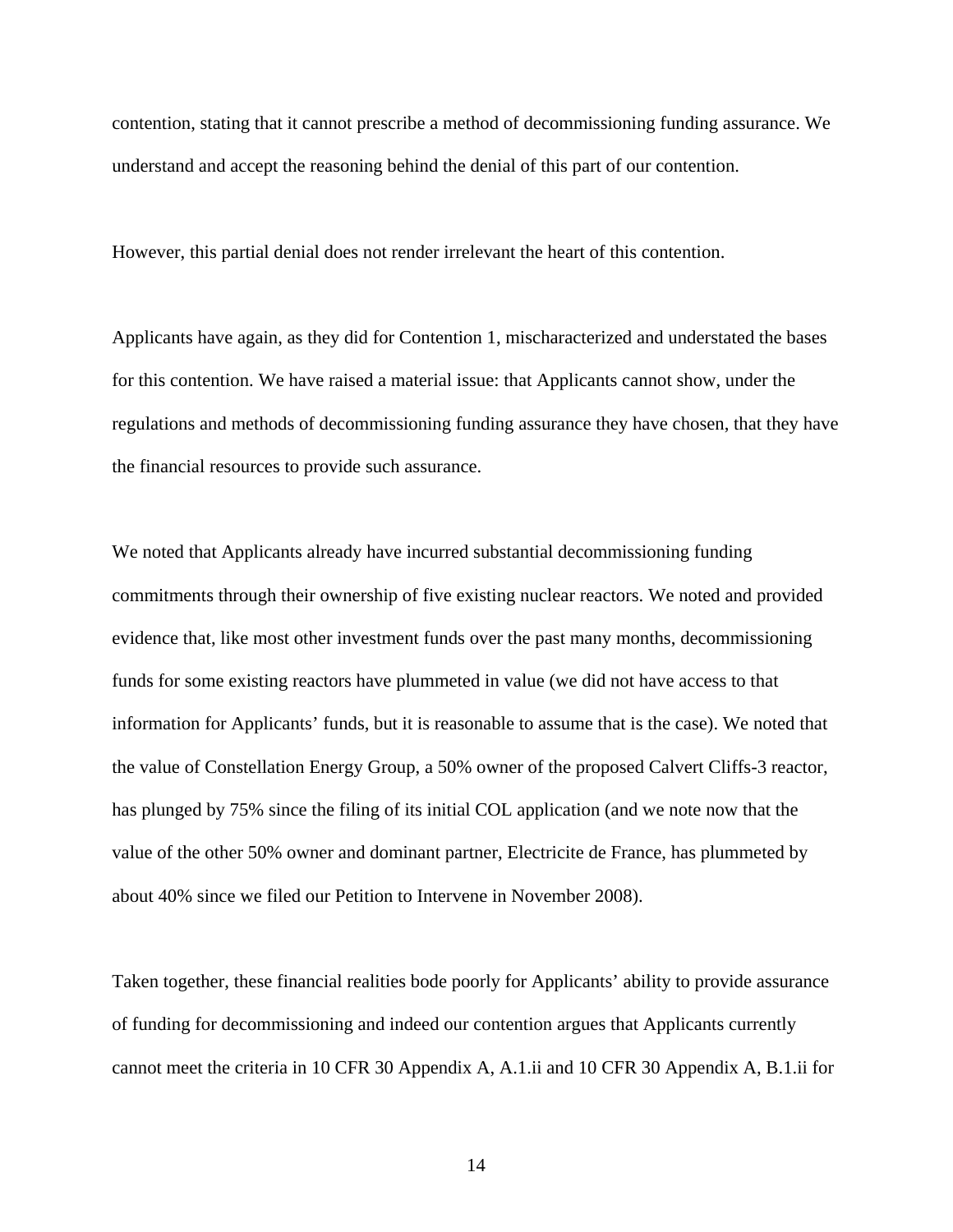contention, stating that it cannot prescribe a method of decommissioning funding assurance. We understand and accept the reasoning behind the denial of this part of our contention.

However, this partial denial does not render irrelevant the heart of this contention.

Applicants have again, as they did for Contention 1, mischaracterized and understated the bases for this contention. We have raised a material issue: that Applicants cannot show, under the regulations and methods of decommissioning funding assurance they have chosen, that they have the financial resources to provide such assurance.

We noted that Applicants already have incurred substantial decommissioning funding commitments through their ownership of five existing nuclear reactors. We noted and provided evidence that, like most other investment funds over the past many months, decommissioning funds for some existing reactors have plummeted in value (we did not have access to that information for Applicants' funds, but it is reasonable to assume that is the case). We noted that the value of Constellation Energy Group, a 50% owner of the proposed Calvert Cliffs-3 reactor, has plunged by 75% since the filing of its initial COL application (and we note now that the value of the other 50% owner and dominant partner, Electricite de France, has plummeted by about 40% since we filed our Petition to Intervene in November 2008).

Taken together, these financial realities bode poorly for Applicants' ability to provide assurance of funding for decommissioning and indeed our contention argues that Applicants currently cannot meet the criteria in 10 CFR 30 Appendix A, A.1.ii and 10 CFR 30 Appendix A, B.1.ii for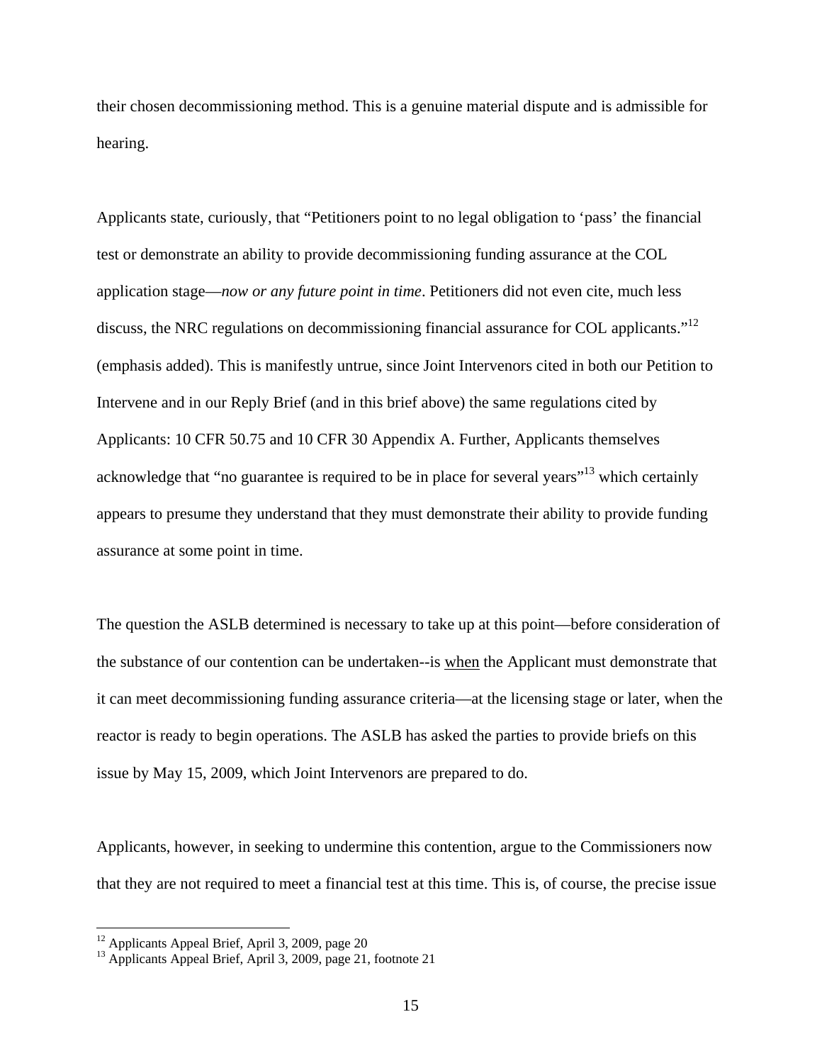their chosen decommissioning method. This is a genuine material dispute and is admissible for hearing.

Applicants state, curiously, that "Petitioners point to no legal obligation to 'pass' the financial test or demonstrate an ability to provide decommissioning funding assurance at the COL application stage—*now or any future point in time*. Petitioners did not even cite, much less discuss, the NRC regulations on decommissioning financial assurance for COL applicants."[12] (emphasis added). This is manifestly untrue, since Joint Intervenors cited in both our Petition to Intervene and in our Reply Brief (and in this brief above) the same regulations cited by Applicants: 10 CFR 50.75 and 10 CFR 30 Appendix A. Further, Applicants themselves acknowledge that "no guarantee is required to be in place for several years"[13] which certainly appears to presume they understand that they must demonstrate their ability to provide funding assurance at some point in time.

The question the ASLB determined is necessary to take up at this point—before consideration of the substance of our contention can be undertaken--is <u>when</u> the Applicant must demonstrate that it can meet decommissioning funding assurance criteria—at the licensing stage or later, when the reactor is ready to begin operations. The ASLB has asked the parties to provide briefs on this issue by May 15, 2009, which Joint Intervenors are prepared to do.

Applicants, however, in seeking to undermine this contention, argue to the Commissioners now that they are not required to meet a financial test at this time. This is, of course, the precise issue

---

[12] Applicants Appeal Brief, April 3, 2009, page 20

[13] Applicants Appeal Brief, April 3, 2009, page 21, footnote 21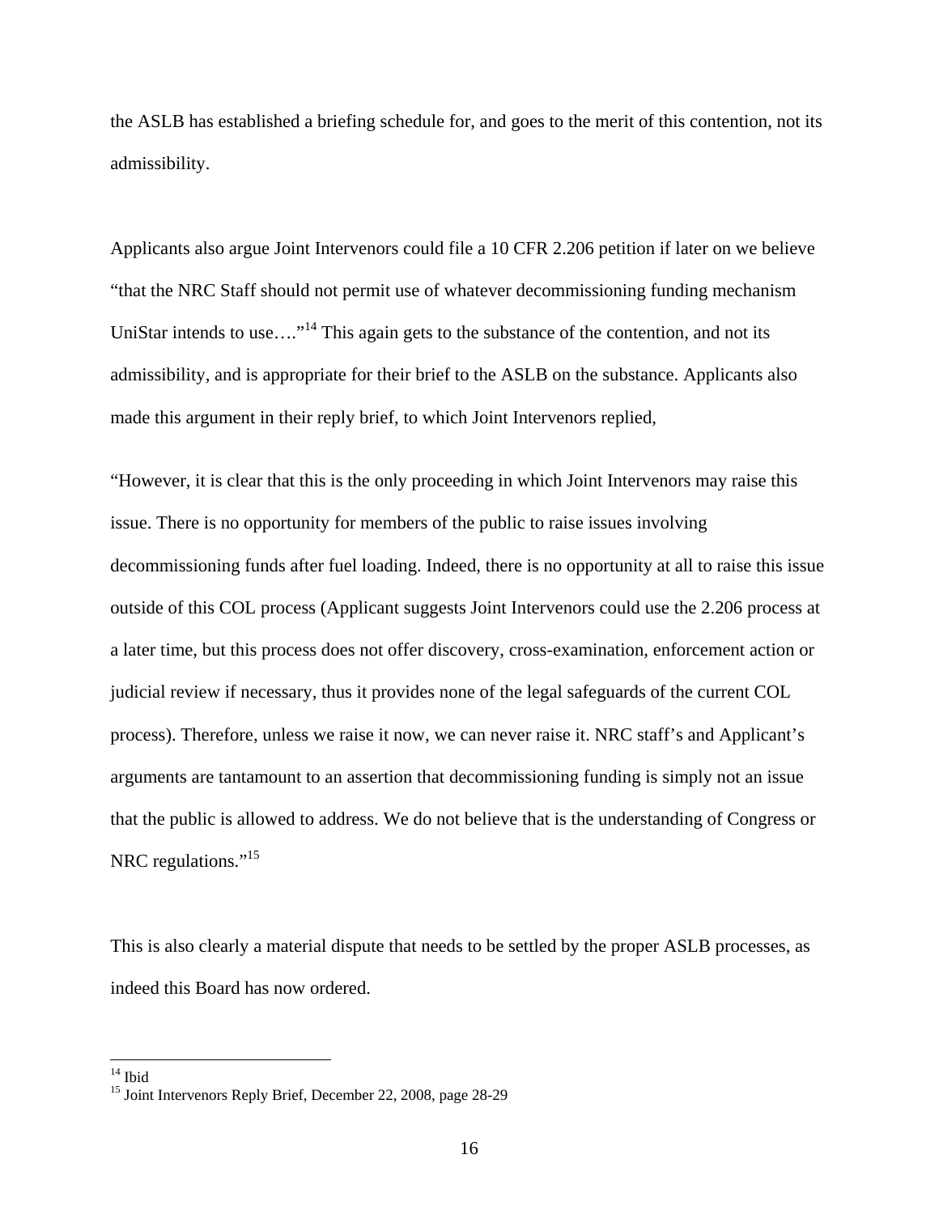the ASLB has established a briefing schedule for, and goes to the merit of this contention, not its admissibility.

Applicants also argue Joint Intervenors could file a 10 CFR 2.206 petition if later on we believe "that the NRC Staff should not permit use of whatever decommissioning funding mechanism UniStar intends to use…."[14] This again gets to the substance of the contention, and not its admissibility, and is appropriate for their brief to the ASLB on the substance. Applicants also made this argument in their reply brief, to which Joint Intervenors replied,

"However, it is clear that this is the only proceeding in which Joint Intervenors may raise this issue. There is no opportunity for members of the public to raise issues involving decommissioning funds after fuel loading. Indeed, there is no opportunity at all to raise this issue outside of this COL process (Applicant suggests Joint Intervenors could use the 2.206 process at a later time, but this process does not offer discovery, cross-examination, enforcement action or judicial review if necessary, thus it provides none of the legal safeguards of the current COL process). Therefore, unless we raise it now, we can never raise it. NRC staff's and Applicant's arguments are tantamount to an assertion that decommissioning funding is simply not an issue that the public is allowed to address. We do not believe that is the understanding of Congress or NRC regulations."[15]

This is also clearly a material dispute that needs to be settled by the proper ASLB processes, as indeed this Board has now ordered.

[14] Ibid

[15] Joint Intervenors Reply Brief, December 22, 2008, page 28-29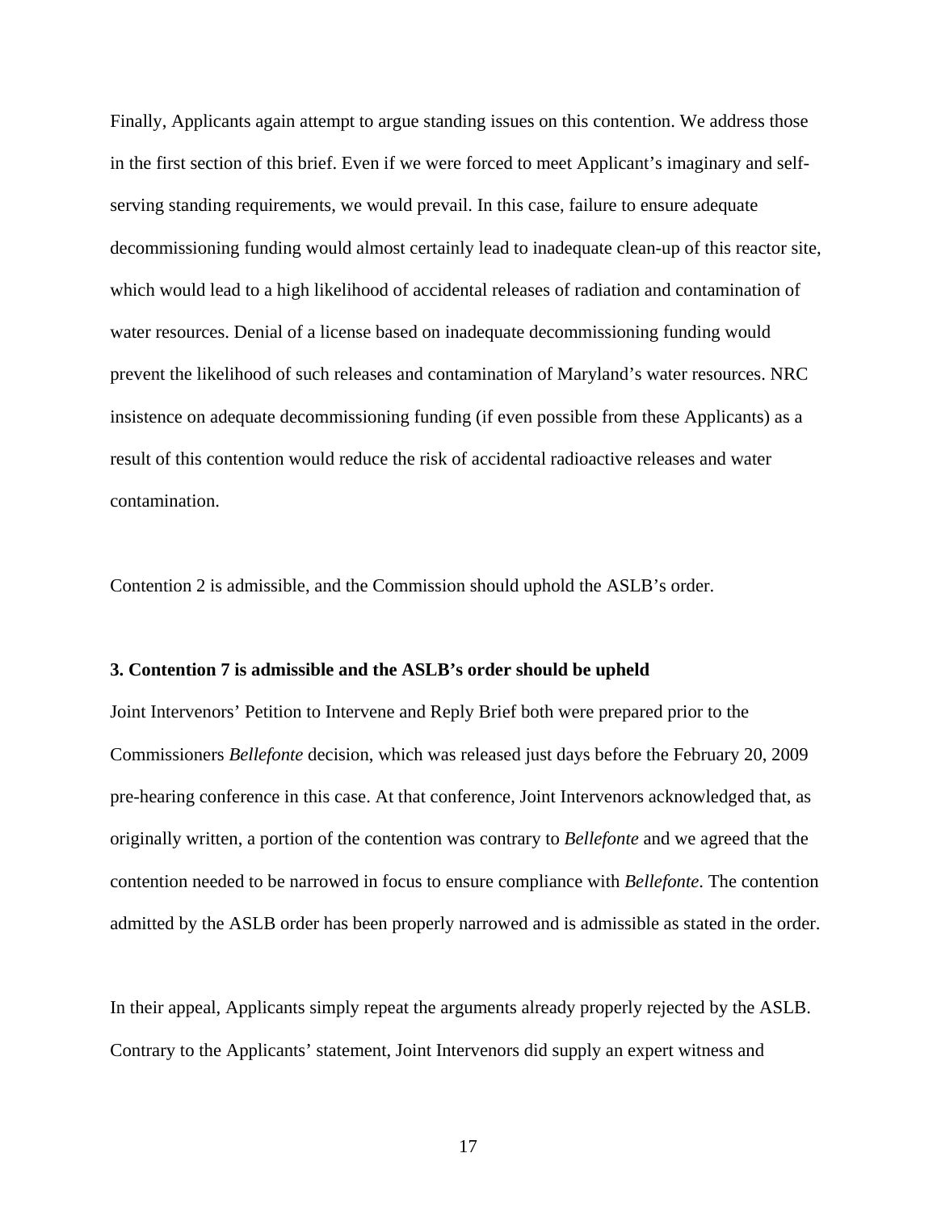Finally, Applicants again attempt to argue standing issues on this contention. We address those in the first section of this brief. Even if we were forced to meet Applicant's imaginary and self-serving standing requirements, we would prevail. In this case, failure to ensure adequate decommissioning funding would almost certainly lead to inadequate clean-up of this reactor site, which would lead to a high likelihood of accidental releases of radiation and contamination of water resources. Denial of a license based on inadequate decommissioning funding would prevent the likelihood of such releases and contamination of Maryland's water resources. NRC insistence on adequate decommissioning funding (if even possible from these Applicants) as a result of this contention would reduce the risk of accidental radioactive releases and water contamination.

Contention 2 is admissible, and the Commission should uphold the ASLB's order.

**3. Contention 7 is admissible and the ASLB's order should be upheld**

Joint Intervenors' Petition to Intervene and Reply Brief both were prepared prior to the Commissioners *Bellefonte* decision, which was released just days before the February 20, 2009 pre-hearing conference in this case. At that conference, Joint Intervenors acknowledged that, as originally written, a portion of the contention was contrary to *Bellefonte* and we agreed that the contention needed to be narrowed in focus to ensure compliance with *Bellefonte*. The contention admitted by the ASLB order has been properly narrowed and is admissible as stated in the order.

In their appeal, Applicants simply repeat the arguments already properly rejected by the ASLB. Contrary to the Applicants' statement, Joint Intervenors did supply an expert witness and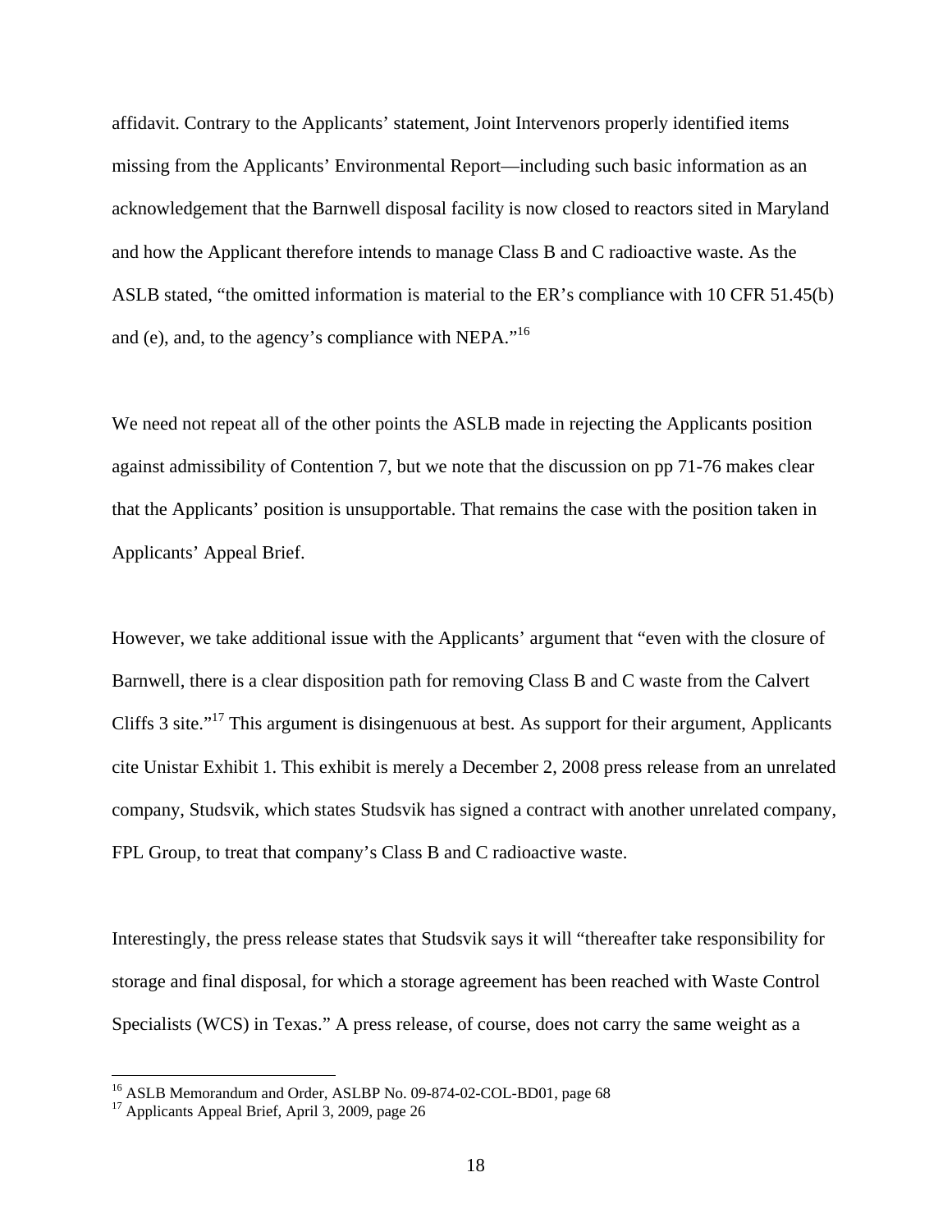affidavit. Contrary to the Applicants' statement, Joint Intervenors properly identified items missing from the Applicants' Environmental Report—including such basic information as an acknowledgement that the Barnwell disposal facility is now closed to reactors sited in Maryland and how the Applicant therefore intends to manage Class B and C radioactive waste. As the ASLB stated, "the omitted information is material to the ER's compliance with 10 CFR 51.45(b) and (e), and, to the agency's compliance with NEPA."[16]

We need not repeat all of the other points the ASLB made in rejecting the Applicants position against admissibility of Contention 7, but we note that the discussion on pp 71-76 makes clear that the Applicants' position is unsupportable. That remains the case with the position taken in Applicants' Appeal Brief.

However, we take additional issue with the Applicants' argument that "even with the closure of Barnwell, there is a clear disposition path for removing Class B and C waste from the Calvert Cliffs 3 site."[17] This argument is disingenuous at best. As support for their argument, Applicants cite Unistar Exhibit 1. This exhibit is merely a December 2, 2008 press release from an unrelated company, Studsvik, which states Studsvik has signed a contract with another unrelated company, FPL Group, to treat that company's Class B and C radioactive waste.

Interestingly, the press release states that Studsvik says it will "thereafter take responsibility for storage and final disposal, for which a storage agreement has been reached with Waste Control Specialists (WCS) in Texas." A press release, of course, does not carry the same weight as a

---

[16] ASLB Memorandum and Order, ASLBP No. 09-874-02-COL-BD01, page 68

[17] Applicants Appeal Brief, April 3, 2009, page 26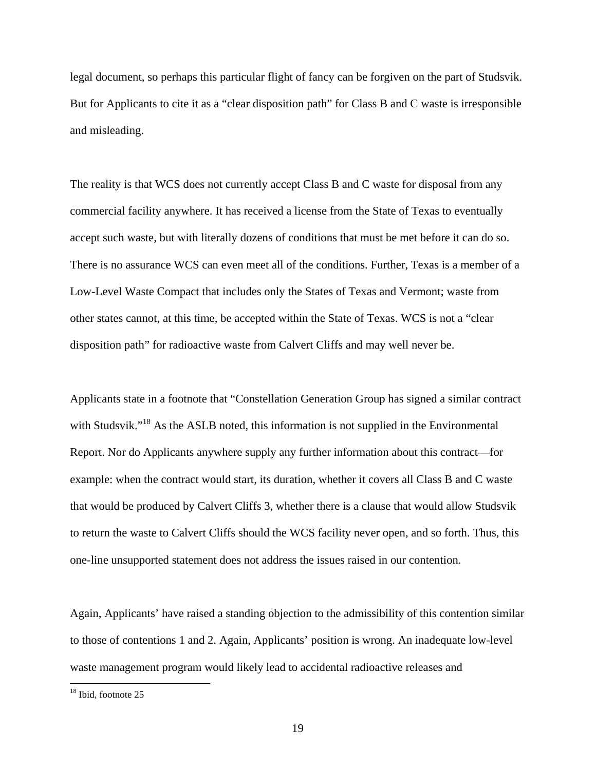legal document, so perhaps this particular flight of fancy can be forgiven on the part of Studsvik. But for Applicants to cite it as a "clear disposition path" for Class B and C waste is irresponsible and misleading.

The reality is that WCS does not currently accept Class B and C waste for disposal from any commercial facility anywhere. It has received a license from the State of Texas to eventually accept such waste, but with literally dozens of conditions that must be met before it can do so. There is no assurance WCS can even meet all of the conditions. Further, Texas is a member of a Low-Level Waste Compact that includes only the States of Texas and Vermont; waste from other states cannot, at this time, be accepted within the State of Texas. WCS is not a "clear disposition path" for radioactive waste from Calvert Cliffs and may well never be.

Applicants state in a footnote that "Constellation Generation Group has signed a similar contract with Studsvik."[18] As the ASLB noted, this information is not supplied in the Environmental Report. Nor do Applicants anywhere supply any further information about this contract—for example: when the contract would start, its duration, whether it covers all Class B and C waste that would be produced by Calvert Cliffs 3, whether there is a clause that would allow Studsvik to return the waste to Calvert Cliffs should the WCS facility never open, and so forth. Thus, this one-line unsupported statement does not address the issues raised in our contention.

Again, Applicants' have raised a standing objection to the admissibility of this contention similar to those of contentions 1 and 2. Again, Applicants' position is wrong. An inadequate low-level waste management program would likely lead to accidental radioactive releases and

[18] Ibid, footnote 25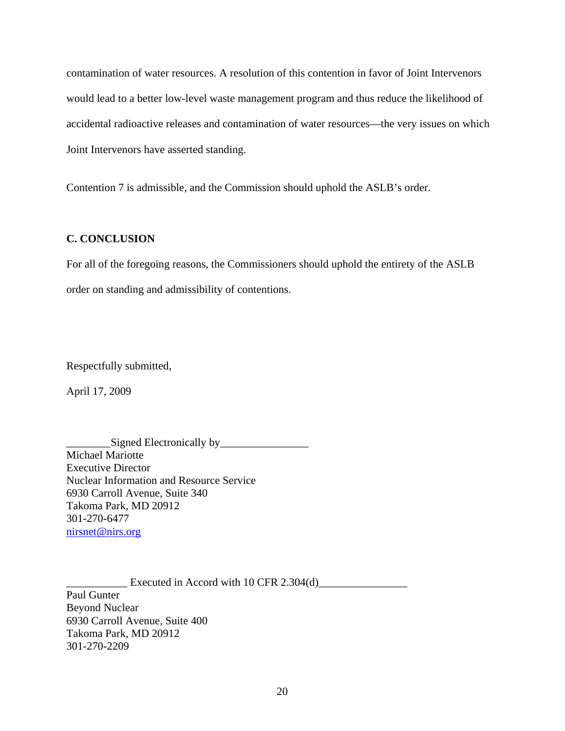contamination of water resources. A resolution of this contention in favor of Joint Intervenors would lead to a better low-level waste management program and thus reduce the likelihood of accidental radioactive releases and contamination of water resources—the very issues on which Joint Intervenors have asserted standing.

Contention 7 is admissible, and the Commission should uphold the ASLB's order.

### C. CONCLUSION

For all of the foregoing reasons, the Commissioners should uphold the entirety of the ASLB order on standing and admissibility of contentions.

Respectfully submitted,

April 17, 2009

________Signed Electronically by________________
Michael Mariotte
Executive Director
Nuclear Information and Resource Service
6930 Carroll Avenue, Suite 340
Takoma Park, MD 20912
301-270-6477
nirsnet@nirs.org

___________ Executed in Accord with 10 CFR 2.304(d)________________
Paul Gunter
Beyond Nuclear
6930 Carroll Avenue, Suite 400
Takoma Park, MD 20912
301-270-2209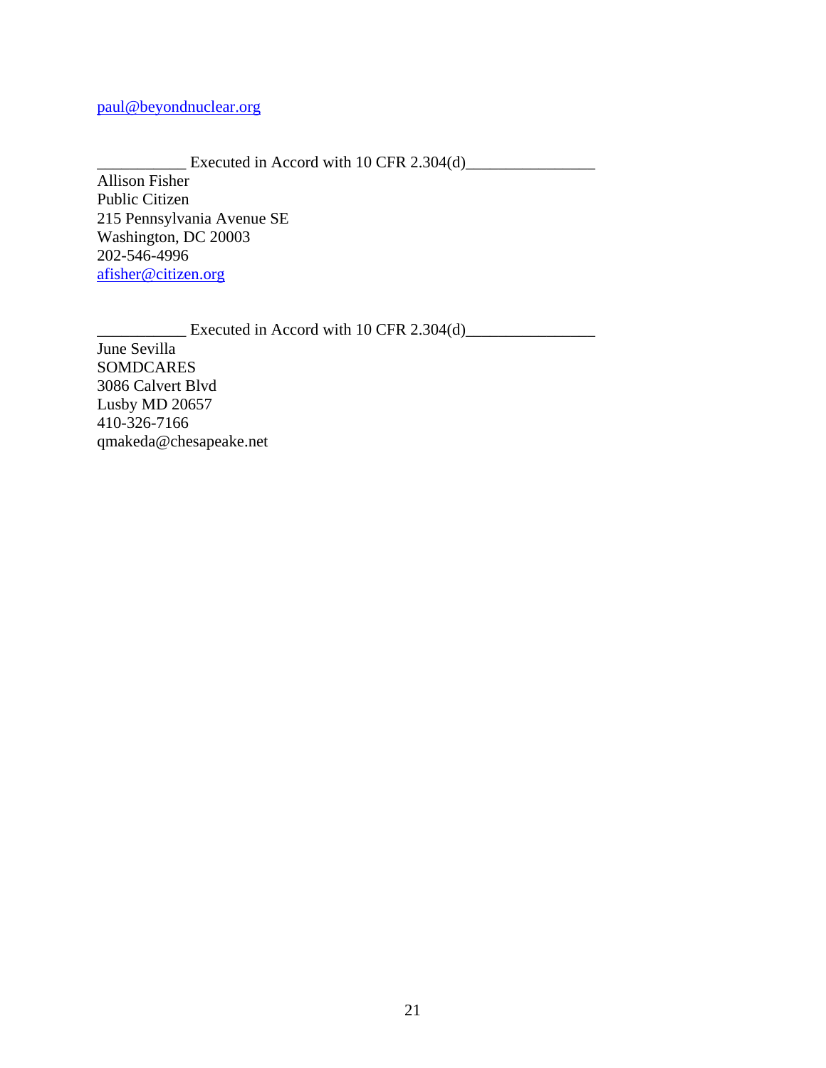paul@beyondnuclear.org

___________ Executed in Accord with 10 CFR 2.304(d)________________
Allison Fisher
Public Citizen
215 Pennsylvania Avenue SE
Washington, DC 20003
202-546-4996
afisher@citizen.org

___________ Executed in Accord with 10 CFR 2.304(d)________________
June Sevilla
SOMDCARES
3086 Calvert Blvd
Lusby MD 20657
410-326-7166
qmakeda@chesapeake.net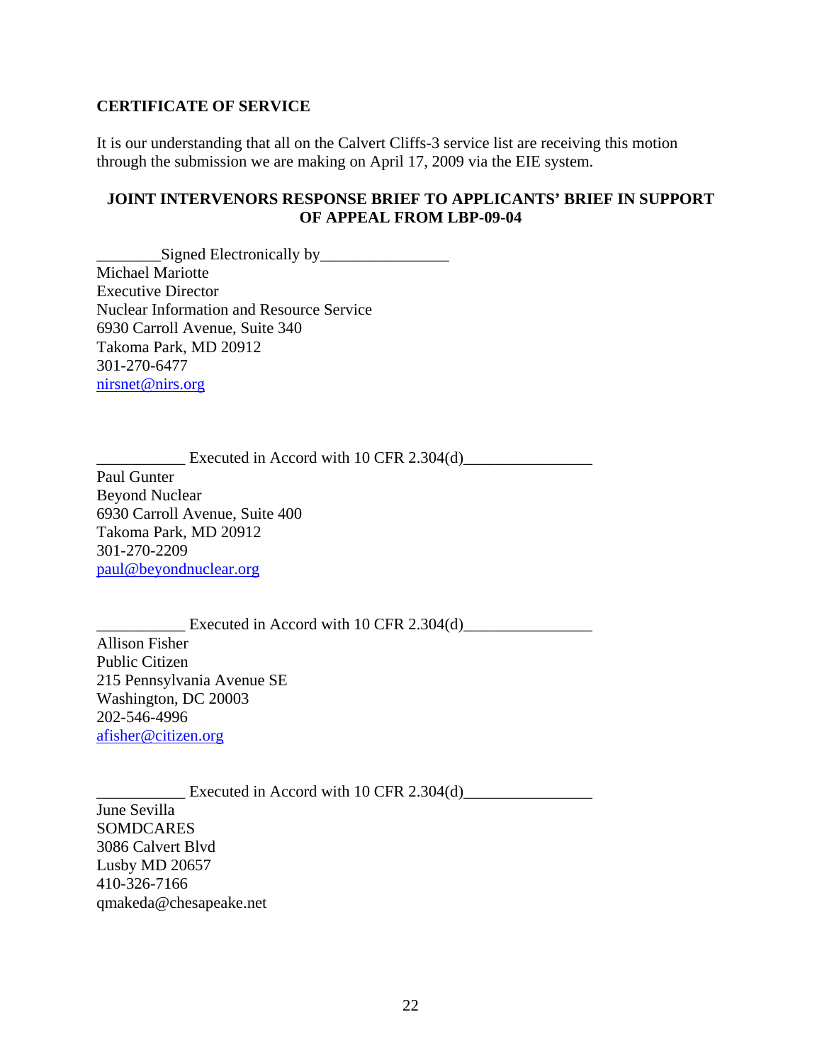**CERTIFICATE OF SERVICE**

It is our understanding that all on the Calvert Cliffs-3 service list are receiving this motion through the submission we are making on April 17, 2009 via the EIE system.

**JOINT INTERVENORS RESPONSE BRIEF TO APPLICANTS' BRIEF IN SUPPORT OF APPEAL FROM LBP-09-04**

________Signed Electronically by________________
Michael Mariotte
Executive Director
Nuclear Information and Resource Service
6930 Carroll Avenue, Suite 340
Takoma Park, MD 20912
301-270-6477
nirsnet@nirs.org

___________ Executed in Accord with 10 CFR 2.304(d)________________
Paul Gunter
Beyond Nuclear
6930 Carroll Avenue, Suite 400
Takoma Park, MD 20912
301-270-2209
paul@beyondnuclear.org

___________ Executed in Accord with 10 CFR 2.304(d)________________
Allison Fisher
Public Citizen
215 Pennsylvania Avenue SE
Washington, DC 20003
202-546-4996
afisher@citizen.org

___________ Executed in Accord with 10 CFR 2.304(d)________________
June Sevilla
SOMDCARES
3086 Calvert Blvd
Lusby MD 20657
410-326-7166
qmakeda@chesapeake.net